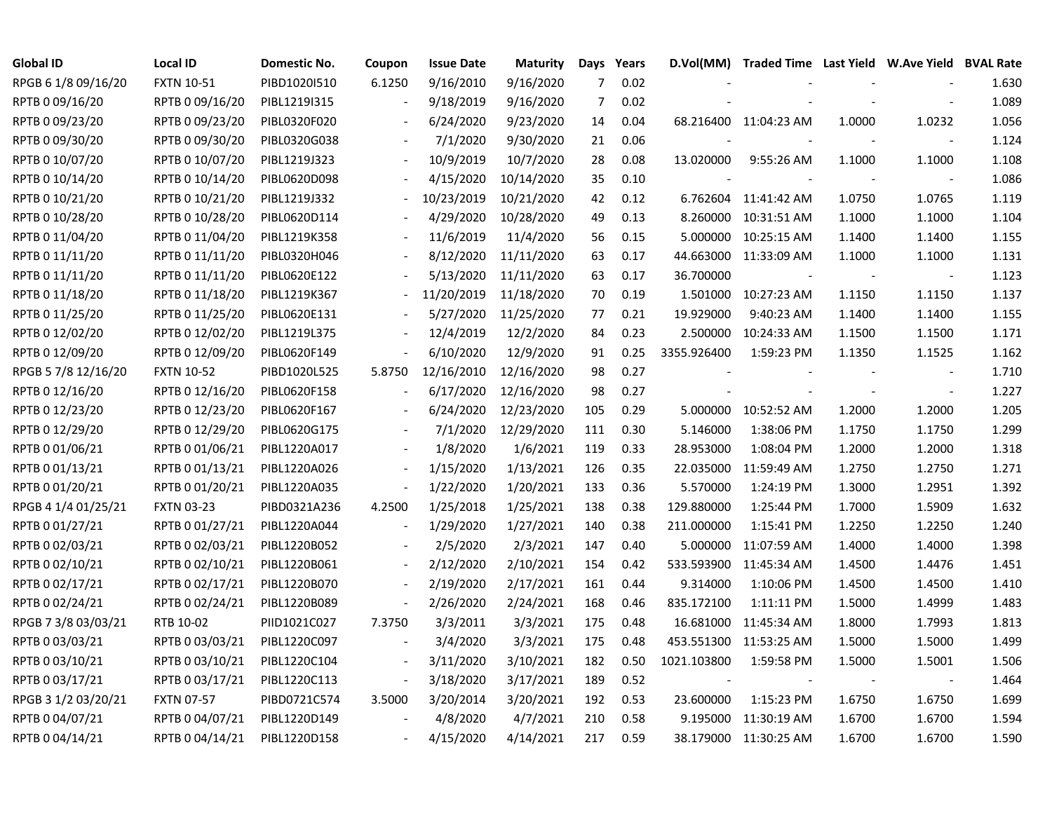| Global ID | Local ID | Domestic No. | Coupon | Issue Date | Maturity | Days | Years | D.Vol(MM) | Traded Time | Last Yield | W.Ave Yield | BVAL Rate |
|---|---|---|---|---|---|---|---|---|---|---|---|---|
| RPGB 6 1/8 09/16/20 | FXTN 10-51 | PIBD1020I510 | 6.1250 | 9/16/2010 | 9/16/2020 | 7 | 0.02 | - | - | - | - | 1.630 |
| RPTB 0 09/16/20 | RPTB 0 09/16/20 | PIBL1219I315 | - | 9/18/2019 | 9/16/2020 | 7 | 0.02 | - | - | - | - | 1.089 |
| RPTB 0 09/23/20 | RPTB 0 09/23/20 | PIBL0320F020 | - | 6/24/2020 | 9/23/2020 | 14 | 0.04 | 68.216400 | 11:04:23 AM | 1.0000 | 1.0232 | 1.056 |
| RPTB 0 09/30/20 | RPTB 0 09/30/20 | PIBL0320G038 | - | 7/1/2020 | 9/30/2020 | 21 | 0.06 | - | - | - | - | 1.124 |
| RPTB 0 10/07/20 | RPTB 0 10/07/20 | PIBL1219J323 | - | 10/9/2019 | 10/7/2020 | 28 | 0.08 | 13.020000 | 9:55:26 AM | 1.1000 | 1.1000 | 1.108 |
| RPTB 0 10/14/20 | RPTB 0 10/14/20 | PIBL0620D098 | - | 4/15/2020 | 10/14/2020 | 35 | 0.10 | - | - | - | - | 1.086 |
| RPTB 0 10/21/20 | RPTB 0 10/21/20 | PIBL1219J332 | - | 10/23/2019 | 10/21/2020 | 42 | 0.12 | 6.762604 | 11:41:42 AM | 1.0750 | 1.0765 | 1.119 |
| RPTB 0 10/28/20 | RPTB 0 10/28/20 | PIBL0620D114 | - | 4/29/2020 | 10/28/2020 | 49 | 0.13 | 8.260000 | 10:31:51 AM | 1.1000 | 1.1000 | 1.104 |
| RPTB 0 11/04/20 | RPTB 0 11/04/20 | PIBL1219K358 | - | 11/6/2019 | 11/4/2020 | 56 | 0.15 | 5.000000 | 10:25:15 AM | 1.1400 | 1.1400 | 1.155 |
| RPTB 0 11/11/20 | RPTB 0 11/11/20 | PIBL0320H046 | - | 8/12/2020 | 11/11/2020 | 63 | 0.17 | 44.663000 | 11:33:09 AM | 1.1000 | 1.1000 | 1.131 |
| RPTB 0 11/11/20 | RPTB 0 11/11/20 | PIBL0620E122 | - | 5/13/2020 | 11/11/2020 | 63 | 0.17 | 36.700000 | - | - | - | 1.123 |
| RPTB 0 11/18/20 | RPTB 0 11/18/20 | PIBL1219K367 | - | 11/20/2019 | 11/18/2020 | 70 | 0.19 | 1.501000 | 10:27:23 AM | 1.1150 | 1.1150 | 1.137 |
| RPTB 0 11/25/20 | RPTB 0 11/25/20 | PIBL0620E131 | - | 5/27/2020 | 11/25/2020 | 77 | 0.21 | 19.929000 | 9:40:23 AM | 1.1400 | 1.1400 | 1.155 |
| RPTB 0 12/02/20 | RPTB 0 12/02/20 | PIBL1219L375 | - | 12/4/2019 | 12/2/2020 | 84 | 0.23 | 2.500000 | 10:24:33 AM | 1.1500 | 1.1500 | 1.171 |
| RPTB 0 12/09/20 | RPTB 0 12/09/20 | PIBL0620F149 | - | 6/10/2020 | 12/9/2020 | 91 | 0.25 | 3355.926400 | 1:59:23 PM | 1.1350 | 1.1525 | 1.162 |
| RPGB 5 7/8 12/16/20 | FXTN 10-52 | PIBD1020L525 | 5.8750 | 12/16/2010 | 12/16/2020 | 98 | 0.27 | - | - | - | - | 1.710 |
| RPTB 0 12/16/20 | RPTB 0 12/16/20 | PIBL0620F158 | - | 6/17/2020 | 12/16/2020 | 98 | 0.27 | - | - | - | - | 1.227 |
| RPTB 0 12/23/20 | RPTB 0 12/23/20 | PIBL0620F167 | - | 6/24/2020 | 12/23/2020 | 105 | 0.29 | 5.000000 | 10:52:52 AM | 1.2000 | 1.2000 | 1.205 |
| RPTB 0 12/29/20 | RPTB 0 12/29/20 | PIBL0620G175 | - | 7/1/2020 | 12/29/2020 | 111 | 0.30 | 5.146000 | 1:38:06 PM | 1.1750 | 1.1750 | 1.299 |
| RPTB 0 01/06/21 | RPTB 0 01/06/21 | PIBL1220A017 | - | 1/8/2020 | 1/6/2021 | 119 | 0.33 | 28.953000 | 1:08:04 PM | 1.2000 | 1.2000 | 1.318 |
| RPTB 0 01/13/21 | RPTB 0 01/13/21 | PIBL1220A026 | - | 1/15/2020 | 1/13/2021 | 126 | 0.35 | 22.035000 | 11:59:49 AM | 1.2750 | 1.2750 | 1.271 |
| RPTB 0 01/20/21 | RPTB 0 01/20/21 | PIBL1220A035 | - | 1/22/2020 | 1/20/2021 | 133 | 0.36 | 5.570000 | 1:24:19 PM | 1.3000 | 1.2951 | 1.392 |
| RPGB 4 1/4 01/25/21 | FXTN 03-23 | PIBD0321A236 | 4.2500 | 1/25/2018 | 1/25/2021 | 138 | 0.38 | 129.880000 | 1:25:44 PM | 1.7000 | 1.5909 | 1.632 |
| RPTB 0 01/27/21 | RPTB 0 01/27/21 | PIBL1220A044 | - | 1/29/2020 | 1/27/2021 | 140 | 0.38 | 211.000000 | 1:15:41 PM | 1.2250 | 1.2250 | 1.240 |
| RPTB 0 02/03/21 | RPTB 0 02/03/21 | PIBL1220B052 | - | 2/5/2020 | 2/3/2021 | 147 | 0.40 | 5.000000 | 11:07:59 AM | 1.4000 | 1.4000 | 1.398 |
| RPTB 0 02/10/21 | RPTB 0 02/10/21 | PIBL1220B061 | - | 2/12/2020 | 2/10/2021 | 154 | 0.42 | 533.593900 | 11:45:34 AM | 1.4500 | 1.4476 | 1.451 |
| RPTB 0 02/17/21 | RPTB 0 02/17/21 | PIBL1220B070 | - | 2/19/2020 | 2/17/2021 | 161 | 0.44 | 9.314000 | 1:10:06 PM | 1.4500 | 1.4500 | 1.410 |
| RPTB 0 02/24/21 | RPTB 0 02/24/21 | PIBL1220B089 | - | 2/26/2020 | 2/24/2021 | 168 | 0.46 | 835.172100 | 1:11:11 PM | 1.5000 | 1.4999 | 1.483 |
| RPGB 7 3/8 03/03/21 | RTB 10-02 | PIID1021C027 | 7.3750 | 3/3/2011 | 3/3/2021 | 175 | 0.48 | 16.681000 | 11:45:34 AM | 1.8000 | 1.7993 | 1.813 |
| RPTB 0 03/03/21 | RPTB 0 03/03/21 | PIBL1220C097 | - | 3/4/2020 | 3/3/2021 | 175 | 0.48 | 453.551300 | 11:53:25 AM | 1.5000 | 1.5000 | 1.499 |
| RPTB 0 03/10/21 | RPTB 0 03/10/21 | PIBL1220C104 | - | 3/11/2020 | 3/10/2021 | 182 | 0.50 | 1021.103800 | 1:59:58 PM | 1.5000 | 1.5001 | 1.506 |
| RPTB 0 03/17/21 | RPTB 0 03/17/21 | PIBL1220C113 | - | 3/18/2020 | 3/17/2021 | 189 | 0.52 | - | - | - | - | 1.464 |
| RPGB 3 1/2 03/20/21 | FXTN 07-57 | PIBD0721C574 | 3.5000 | 3/20/2014 | 3/20/2021 | 192 | 0.53 | 23.600000 | 1:15:23 PM | 1.6750 | 1.6750 | 1.699 |
| RPTB 0 04/07/21 | RPTB 0 04/07/21 | PIBL1220D149 | - | 4/8/2020 | 4/7/2021 | 210 | 0.58 | 9.195000 | 11:30:19 AM | 1.6700 | 1.6700 | 1.594 |
| RPTB 0 04/14/21 | RPTB 0 04/14/21 | PIBL1220D158 | - | 4/15/2020 | 4/14/2021 | 217 | 0.59 | 38.179000 | 11:30:25 AM | 1.6700 | 1.6700 | 1.590 |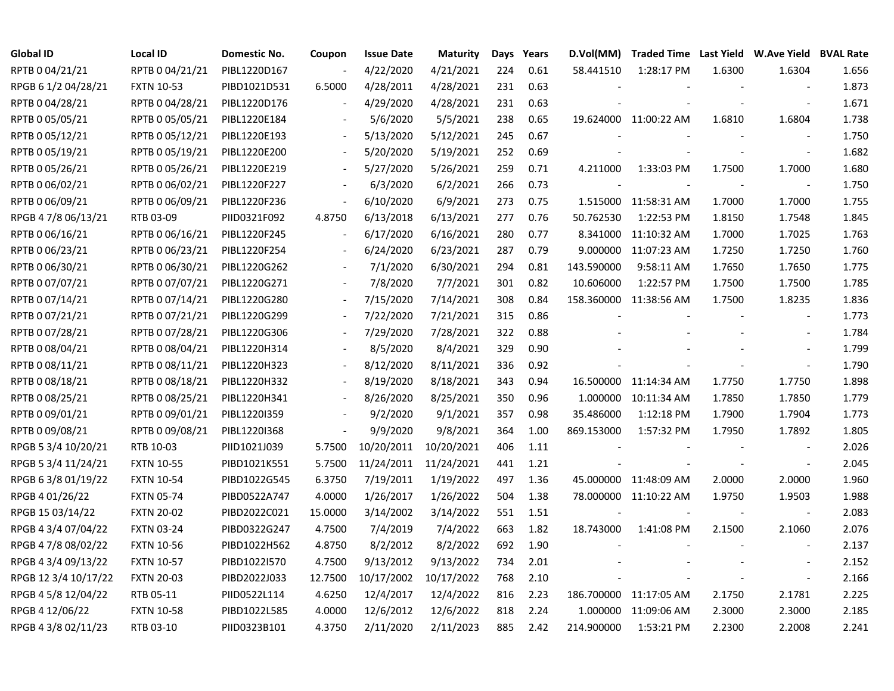| Global ID | Local ID | Domestic No. | Coupon | Issue Date | Maturity | Days | Years | D.Vol(MM) | Traded Time | Last Yield | W.Ave Yield | BVAL Rate |
|---|---|---|---|---|---|---|---|---|---|---|---|---|
| RPTB 0 04/21/21 | RPTB 0 04/21/21 | PIBL1220D167 | - | 4/22/2020 | 4/21/2021 | 224 | 0.61 | 58.441510 | 1:28:17 PM | 1.6300 | 1.6304 | 1.656 |
| RPGB 6 1/2 04/28/21 | FXTN 10-53 | PIBD1021D531 | 6.5000 | 4/28/2011 | 4/28/2021 | 231 | 0.63 | - | - | - | - | 1.873 |
| RPTB 0 04/28/21 | RPTB 0 04/28/21 | PIBL1220D176 | - | 4/29/2020 | 4/28/2021 | 231 | 0.63 | - | - | - | - | 1.671 |
| RPTB 0 05/05/21 | RPTB 0 05/05/21 | PIBL1220E184 | - | 5/6/2020 | 5/5/2021 | 238 | 0.65 | 19.624000 | 11:00:22 AM | 1.6810 | 1.6804 | 1.738 |
| RPTB 0 05/12/21 | RPTB 0 05/12/21 | PIBL1220E193 | - | 5/13/2020 | 5/12/2021 | 245 | 0.67 | - | - | - | - | 1.750 |
| RPTB 0 05/19/21 | RPTB 0 05/19/21 | PIBL1220E200 | - | 5/20/2020 | 5/19/2021 | 252 | 0.69 | - | - | - | - | 1.682 |
| RPTB 0 05/26/21 | RPTB 0 05/26/21 | PIBL1220E219 | - | 5/27/2020 | 5/26/2021 | 259 | 0.71 | 4.211000 | 1:33:03 PM | 1.7500 | 1.7000 | 1.680 |
| RPTB 0 06/02/21 | RPTB 0 06/02/21 | PIBL1220F227 | - | 6/3/2020 | 6/2/2021 | 266 | 0.73 | - | - | - | - | 1.750 |
| RPTB 0 06/09/21 | RPTB 0 06/09/21 | PIBL1220F236 | - | 6/10/2020 | 6/9/2021 | 273 | 0.75 | 1.515000 | 11:58:31 AM | 1.7000 | 1.7000 | 1.755 |
| RPGB 4 7/8 06/13/21 | RTB 03-09 | PIID0321F092 | 4.8750 | 6/13/2018 | 6/13/2021 | 277 | 0.76 | 50.762530 | 1:22:53 PM | 1.8150 | 1.7548 | 1.845 |
| RPTB 0 06/16/21 | RPTB 0 06/16/21 | PIBL1220F245 | - | 6/17/2020 | 6/16/2021 | 280 | 0.77 | 8.341000 | 11:10:32 AM | 1.7000 | 1.7025 | 1.763 |
| RPTB 0 06/23/21 | RPTB 0 06/23/21 | PIBL1220F254 | - | 6/24/2020 | 6/23/2021 | 287 | 0.79 | 9.000000 | 11:07:23 AM | 1.7250 | 1.7250 | 1.760 |
| RPTB 0 06/30/21 | RPTB 0 06/30/21 | PIBL1220G262 | - | 7/1/2020 | 6/30/2021 | 294 | 0.81 | 143.590000 | 9:58:11 AM | 1.7650 | 1.7650 | 1.775 |
| RPTB 0 07/07/21 | RPTB 0 07/07/21 | PIBL1220G271 | - | 7/8/2020 | 7/7/2021 | 301 | 0.82 | 10.606000 | 1:22:57 PM | 1.7500 | 1.7500 | 1.785 |
| RPTB 0 07/14/21 | RPTB 0 07/14/21 | PIBL1220G280 | - | 7/15/2020 | 7/14/2021 | 308 | 0.84 | 158.360000 | 11:38:56 AM | 1.7500 | 1.8235 | 1.836 |
| RPTB 0 07/21/21 | RPTB 0 07/21/21 | PIBL1220G299 | - | 7/22/2020 | 7/21/2021 | 315 | 0.86 | - | - | - | - | 1.773 |
| RPTB 0 07/28/21 | RPTB 0 07/28/21 | PIBL1220G306 | - | 7/29/2020 | 7/28/2021 | 322 | 0.88 | - | - | - | - | 1.784 |
| RPTB 0 08/04/21 | RPTB 0 08/04/21 | PIBL1220H314 | - | 8/5/2020 | 8/4/2021 | 329 | 0.90 | - | - | - | - | 1.799 |
| RPTB 0 08/11/21 | RPTB 0 08/11/21 | PIBL1220H323 | - | 8/12/2020 | 8/11/2021 | 336 | 0.92 | - | - | - | - | 1.790 |
| RPTB 0 08/18/21 | RPTB 0 08/18/21 | PIBL1220H332 | - | 8/19/2020 | 8/18/2021 | 343 | 0.94 | 16.500000 | 11:14:34 AM | 1.7750 | 1.7750 | 1.898 |
| RPTB 0 08/25/21 | RPTB 0 08/25/21 | PIBL1220H341 | - | 8/26/2020 | 8/25/2021 | 350 | 0.96 | 1.000000 | 10:11:34 AM | 1.7850 | 1.7850 | 1.779 |
| RPTB 0 09/01/21 | RPTB 0 09/01/21 | PIBL1220I359 | - | 9/2/2020 | 9/1/2021 | 357 | 0.98 | 35.486000 | 1:12:18 PM | 1.7900 | 1.7904 | 1.773 |
| RPTB 0 09/08/21 | RPTB 0 09/08/21 | PIBL1220I368 | - | 9/9/2020 | 9/8/2021 | 364 | 1.00 | 869.153000 | 1:57:32 PM | 1.7950 | 1.7892 | 1.805 |
| RPGB 5 3/4 10/20/21 | RTB 10-03 | PIID1021J039 | 5.7500 | 10/20/2011 | 10/20/2021 | 406 | 1.11 | - | - | - | - | 2.026 |
| RPGB 5 3/4 11/24/21 | FXTN 10-55 | PIBD1021K551 | 5.7500 | 11/24/2011 | 11/24/2021 | 441 | 1.21 | - | - | - | - | 2.045 |
| RPGB 6 3/8 01/19/22 | FXTN 10-54 | PIBD1022G545 | 6.3750 | 7/19/2011 | 1/19/2022 | 497 | 1.36 | 45.000000 | 11:48:09 AM | 2.0000 | 2.0000 | 1.960 |
| RPGB 4 01/26/22 | FXTN 05-74 | PIBD0522A747 | 4.0000 | 1/26/2017 | 1/26/2022 | 504 | 1.38 | 78.000000 | 11:10:22 AM | 1.9750 | 1.9503 | 1.988 |
| RPGB 15 03/14/22 | FXTN 20-02 | PIBD2022C021 | 15.0000 | 3/14/2002 | 3/14/2022 | 551 | 1.51 | - | - | - | - | 2.083 |
| RPGB 4 3/4 07/04/22 | FXTN 03-24 | PIBD0322G247 | 4.7500 | 7/4/2019 | 7/4/2022 | 663 | 1.82 | 18.743000 | 1:41:08 PM | 2.1500 | 2.1060 | 2.076 |
| RPGB 4 7/8 08/02/22 | FXTN 10-56 | PIBD1022H562 | 4.8750 | 8/2/2012 | 8/2/2022 | 692 | 1.90 | - | - | - | - | 2.137 |
| RPGB 4 3/4 09/13/22 | FXTN 10-57 | PIBD1022I570 | 4.7500 | 9/13/2012 | 9/13/2022 | 734 | 2.01 | - | - | - | - | 2.152 |
| RPGB 12 3/4 10/17/22 | FXTN 20-03 | PIBD2022J033 | 12.7500 | 10/17/2002 | 10/17/2022 | 768 | 2.10 | - | - | - | - | 2.166 |
| RPGB 4 5/8 12/04/22 | RTB 05-11 | PIID0522L114 | 4.6250 | 12/4/2017 | 12/4/2022 | 816 | 2.23 | 186.700000 | 11:17:05 AM | 2.1750 | 2.1781 | 2.225 |
| RPGB 4 12/06/22 | FXTN 10-58 | PIBD1022L585 | 4.0000 | 12/6/2012 | 12/6/2022 | 818 | 2.24 | 1.000000 | 11:09:06 AM | 2.3000 | 2.3000 | 2.185 |
| RPGB 4 3/8 02/11/23 | RTB 03-10 | PIID0323B101 | 4.3750 | 2/11/2020 | 2/11/2023 | 885 | 2.42 | 214.900000 | 1:53:21 PM | 2.2300 | 2.2008 | 2.241 |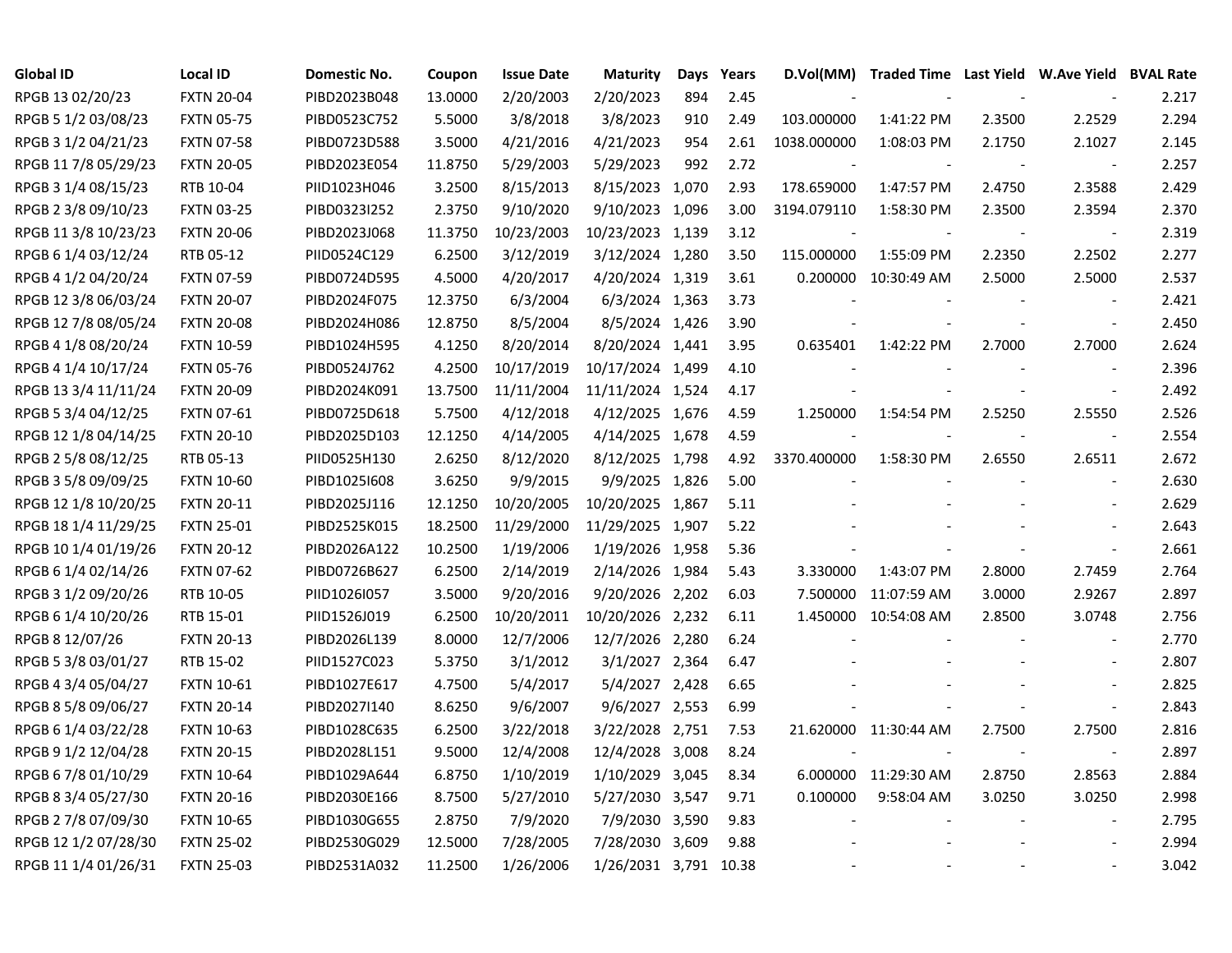| Global ID | Local ID | Domestic No. | Coupon | Issue Date | Maturity | Days | Years | D.Vol(MM) | Traded Time | Last Yield | W.Ave Yield | BVAL Rate |
|---|---|---|---|---|---|---|---|---|---|---|---|---|
| RPGB 13 02/20/23 | FXTN 20-04 | PIBD2023B048 | 13.0000 | 2/20/2003 | 2/20/2023 | 894 | 2.45 | - | - | - | - | 2.217 |
| RPGB 5 1/2 03/08/23 | FXTN 05-75 | PIBD0523C752 | 5.5000 | 3/8/2018 | 3/8/2023 | 910 | 2.49 | 103.000000 | 1:41:22 PM | 2.3500 | 2.2529 | 2.294 |
| RPGB 3 1/2 04/21/23 | FXTN 07-58 | PIBD0723D588 | 3.5000 | 4/21/2016 | 4/21/2023 | 954 | 2.61 | 1038.000000 | 1:08:03 PM | 2.1750 | 2.1027 | 2.145 |
| RPGB 11 7/8 05/29/23 | FXTN 20-05 | PIBD2023E054 | 11.8750 | 5/29/2003 | 5/29/2023 | 992 | 2.72 | - | - | - | - | 2.257 |
| RPGB 3 1/4 08/15/23 | RTB 10-04 | PIID1023H046 | 3.2500 | 8/15/2013 | 8/15/2023 | 1,070 | 2.93 | 178.659000 | 1:47:57 PM | 2.4750 | 2.3588 | 2.429 |
| RPGB 2 3/8 09/10/23 | FXTN 03-25 | PIBD0323I252 | 2.3750 | 9/10/2020 | 9/10/2023 | 1,096 | 3.00 | 3194.079110 | 1:58:30 PM | 2.3500 | 2.3594 | 2.370 |
| RPGB 11 3/8 10/23/23 | FXTN 20-06 | PIBD2023J068 | 11.3750 | 10/23/2003 | 10/23/2023 | 1,139 | 3.12 | - | - | - | - | 2.319 |
| RPGB 6 1/4 03/12/24 | RTB 05-12 | PIID0524C129 | 6.2500 | 3/12/2019 | 3/12/2024 | 1,280 | 3.50 | 115.000000 | 1:55:09 PM | 2.2350 | 2.2502 | 2.277 |
| RPGB 4 1/2 04/20/24 | FXTN 07-59 | PIBD0724D595 | 4.5000 | 4/20/2017 | 4/20/2024 | 1,319 | 3.61 | 0.200000 | 10:30:49 AM | 2.5000 | 2.5000 | 2.537 |
| RPGB 12 3/8 06/03/24 | FXTN 20-07 | PIBD2024F075 | 12.3750 | 6/3/2004 | 6/3/2024 | 1,363 | 3.73 | - | - | - | - | 2.421 |
| RPGB 12 7/8 08/05/24 | FXTN 20-08 | PIBD2024H086 | 12.8750 | 8/5/2004 | 8/5/2024 | 1,426 | 3.90 | - | - | - | - | 2.450 |
| RPGB 4 1/8 08/20/24 | FXTN 10-59 | PIBD1024H595 | 4.1250 | 8/20/2014 | 8/20/2024 | 1,441 | 3.95 | 0.635401 | 1:42:22 PM | 2.7000 | 2.7000 | 2.624 |
| RPGB 4 1/4 10/17/24 | FXTN 05-76 | PIBD0524J762 | 4.2500 | 10/17/2019 | 10/17/2024 | 1,499 | 4.10 | - | - | - | - | 2.396 |
| RPGB 13 3/4 11/11/24 | FXTN 20-09 | PIBD2024K091 | 13.7500 | 11/11/2004 | 11/11/2024 | 1,524 | 4.17 | - | - | - | - | 2.492 |
| RPGB 5 3/4 04/12/25 | FXTN 07-61 | PIBD0725D618 | 5.7500 | 4/12/2018 | 4/12/2025 | 1,676 | 4.59 | 1.250000 | 1:54:54 PM | 2.5250 | 2.5550 | 2.526 |
| RPGB 12 1/8 04/14/25 | FXTN 20-10 | PIBD2025D103 | 12.1250 | 4/14/2005 | 4/14/2025 | 1,678 | 4.59 | - | - | - | - | 2.554 |
| RPGB 2 5/8 08/12/25 | RTB 05-13 | PIID0525H130 | 2.6250 | 8/12/2020 | 8/12/2025 | 1,798 | 4.92 | 3370.400000 | 1:58:30 PM | 2.6550 | 2.6511 | 2.672 |
| RPGB 3 5/8 09/09/25 | FXTN 10-60 | PIBD1025I608 | 3.6250 | 9/9/2015 | 9/9/2025 | 1,826 | 5.00 | - | - | - | - | 2.630 |
| RPGB 12 1/8 10/20/25 | FXTN 20-11 | PIBD2025J116 | 12.1250 | 10/20/2005 | 10/20/2025 | 1,867 | 5.11 | - | - | - | - | 2.629 |
| RPGB 18 1/4 11/29/25 | FXTN 25-01 | PIBD2525K015 | 18.2500 | 11/29/2000 | 11/29/2025 | 1,907 | 5.22 | - | - | - | - | 2.643 |
| RPGB 10 1/4 01/19/26 | FXTN 20-12 | PIBD2026A122 | 10.2500 | 1/19/2006 | 1/19/2026 | 1,958 | 5.36 | - | - | - | - | 2.661 |
| RPGB 6 1/4 02/14/26 | FXTN 07-62 | PIBD0726B627 | 6.2500 | 2/14/2019 | 2/14/2026 | 1,984 | 5.43 | 3.330000 | 1:43:07 PM | 2.8000 | 2.7459 | 2.764 |
| RPGB 3 1/2 09/20/26 | RTB 10-05 | PIID1026I057 | 3.5000 | 9/20/2016 | 9/20/2026 | 2,202 | 6.03 | 7.500000 | 11:07:59 AM | 3.0000 | 2.9267 | 2.897 |
| RPGB 6 1/4 10/20/26 | RTB 15-01 | PIID1526J019 | 6.2500 | 10/20/2011 | 10/20/2026 | 2,232 | 6.11 | 1.450000 | 10:54:08 AM | 2.8500 | 3.0748 | 2.756 |
| RPGB 8 12/07/26 | FXTN 20-13 | PIBD2026L139 | 8.0000 | 12/7/2006 | 12/7/2026 | 2,280 | 6.24 | - | - | - | - | 2.770 |
| RPGB 5 3/8 03/01/27 | RTB 15-02 | PIID1527C023 | 5.3750 | 3/1/2012 | 3/1/2027 | 2,364 | 6.47 | - | - | - | - | 2.807 |
| RPGB 4 3/4 05/04/27 | FXTN 10-61 | PIBD1027E617 | 4.7500 | 5/4/2017 | 5/4/2027 | 2,428 | 6.65 | - | - | - | - | 2.825 |
| RPGB 8 5/8 09/06/27 | FXTN 20-14 | PIBD2027I140 | 8.6250 | 9/6/2007 | 9/6/2027 | 2,553 | 6.99 | - | - | - | - | 2.843 |
| RPGB 6 1/4 03/22/28 | FXTN 10-63 | PIBD1028C635 | 6.2500 | 3/22/2018 | 3/22/2028 | 2,751 | 7.53 | 21.620000 | 11:30:44 AM | 2.7500 | 2.7500 | 2.816 |
| RPGB 9 1/2 12/04/28 | FXTN 20-15 | PIBD2028L151 | 9.5000 | 12/4/2008 | 12/4/2028 | 3,008 | 8.24 | - | - | - | - | 2.897 |
| RPGB 6 7/8 01/10/29 | FXTN 10-64 | PIBD1029A644 | 6.8750 | 1/10/2019 | 1/10/2029 | 3,045 | 8.34 | 6.000000 | 11:29:30 AM | 2.8750 | 2.8563 | 2.884 |
| RPGB 8 3/4 05/27/30 | FXTN 20-16 | PIBD2030E166 | 8.7500 | 5/27/2010 | 5/27/2030 | 3,547 | 9.71 | 0.100000 | 9:58:04 AM | 3.0250 | 3.0250 | 2.998 |
| RPGB 2 7/8 07/09/30 | FXTN 10-65 | PIBD1030G655 | 2.8750 | 7/9/2020 | 7/9/2030 | 3,590 | 9.83 | - | - | - | - | 2.795 |
| RPGB 12 1/2 07/28/30 | FXTN 25-02 | PIBD2530G029 | 12.5000 | 7/28/2005 | 7/28/2030 | 3,609 | 9.88 | - | - | - | - | 2.994 |
| RPGB 11 1/4 01/26/31 | FXTN 25-03 | PIBD2531A032 | 11.2500 | 1/26/2006 | 1/26/2031 | 3,791 | 10.38 | - | - | - | - | 3.042 |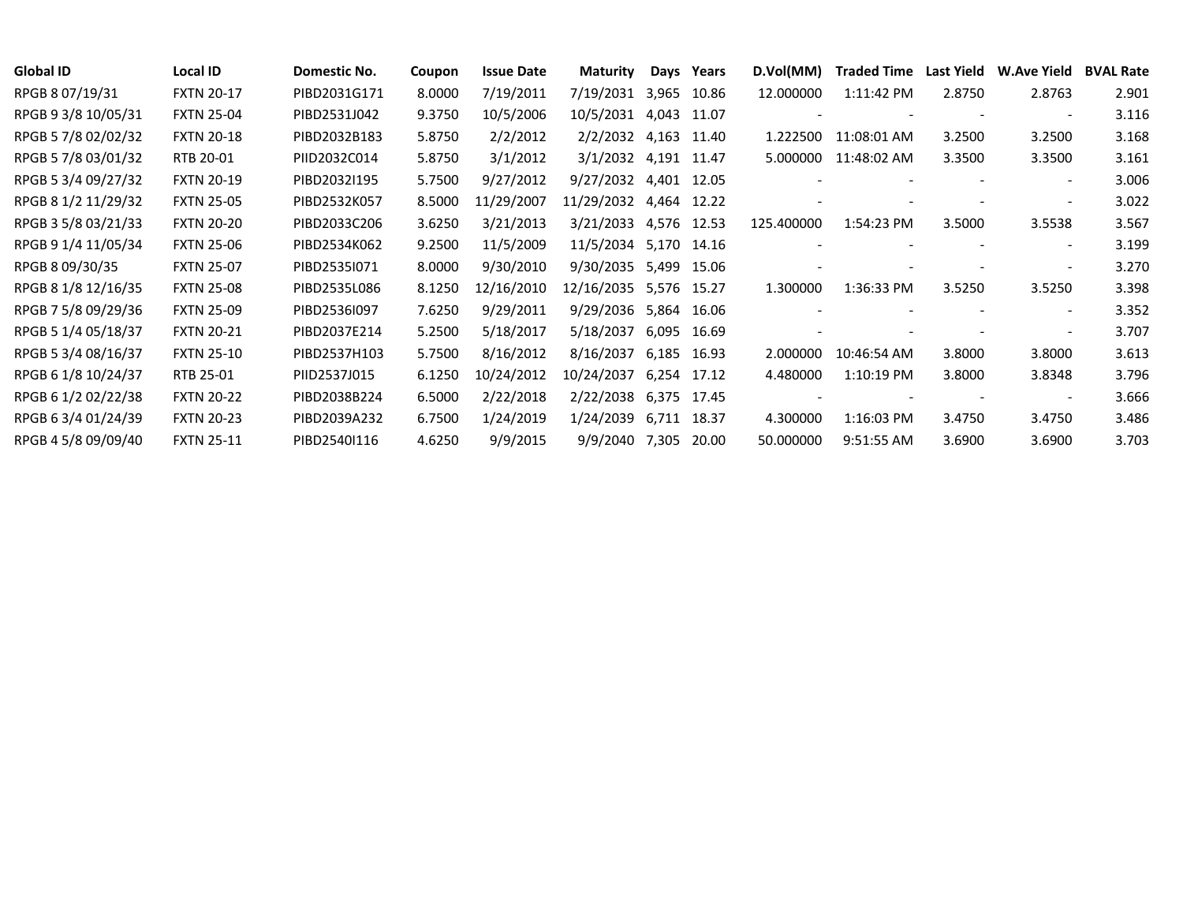| Global ID | Local ID | Domestic No. | Coupon | Issue Date | Maturity | Days | Years | D.Vol(MM) | Traded Time | Last Yield | W.Ave Yield | BVAL Rate |
|---|---|---|---|---|---|---|---|---|---|---|---|---|
| RPGB 8 07/19/31 | FXTN 20-17 | PIBD2031G171 | 8.0000 | 7/19/2011 | 7/19/2031 | 3,965 | 10.86 | 12.000000 | 1:11:42 PM | 2.8750 | 2.8763 | 2.901 |
| RPGB 9 3/8 10/05/31 | FXTN 25-04 | PIBD2531J042 | 9.3750 | 10/5/2006 | 10/5/2031 | 4,043 | 11.07 | - | - | - | - | 3.116 |
| RPGB 5 7/8 02/02/32 | FXTN 20-18 | PIBD2032B183 | 5.8750 | 2/2/2012 | 2/2/2032 | 4,163 | 11.40 | 1.222500 | 11:08:01 AM | 3.2500 | 3.2500 | 3.168 |
| RPGB 5 7/8 03/01/32 | RTB 20-01 | PIID2032C014 | 5.8750 | 3/1/2012 | 3/1/2032 | 4,191 | 11.47 | 5.000000 | 11:48:02 AM | 3.3500 | 3.3500 | 3.161 |
| RPGB 5 3/4 09/27/32 | FXTN 20-19 | PIBD2032I195 | 5.7500 | 9/27/2012 | 9/27/2032 | 4,401 | 12.05 | - | - | - | - | 3.006 |
| RPGB 8 1/2 11/29/32 | FXTN 25-05 | PIBD2532K057 | 8.5000 | 11/29/2007 | 11/29/2032 | 4,464 | 12.22 | - | - | - | - | 3.022 |
| RPGB 3 5/8 03/21/33 | FXTN 20-20 | PIBD2033C206 | 3.6250 | 3/21/2013 | 3/21/2033 | 4,576 | 12.53 | 125.400000 | 1:54:23 PM | 3.5000 | 3.5538 | 3.567 |
| RPGB 9 1/4 11/05/34 | FXTN 25-06 | PIBD2534K062 | 9.2500 | 11/5/2009 | 11/5/2034 | 5,170 | 14.16 | - | - | - | - | 3.199 |
| RPGB 8 09/30/35 | FXTN 25-07 | PIBD2535I071 | 8.0000 | 9/30/2010 | 9/30/2035 | 5,499 | 15.06 | - | - | - | - | 3.270 |
| RPGB 8 1/8 12/16/35 | FXTN 25-08 | PIBD2535L086 | 8.1250 | 12/16/2010 | 12/16/2035 | 5,576 | 15.27 | 1.300000 | 1:36:33 PM | 3.5250 | 3.5250 | 3.398 |
| RPGB 7 5/8 09/29/36 | FXTN 25-09 | PIBD2536I097 | 7.6250 | 9/29/2011 | 9/29/2036 | 5,864 | 16.06 | - | - | - | - | 3.352 |
| RPGB 5 1/4 05/18/37 | FXTN 20-21 | PIBD2037E214 | 5.2500 | 5/18/2017 | 5/18/2037 | 6,095 | 16.69 | - | - | - | - | 3.707 |
| RPGB 5 3/4 08/16/37 | FXTN 25-10 | PIBD2537H103 | 5.7500 | 8/16/2012 | 8/16/2037 | 6,185 | 16.93 | 2.000000 | 10:46:54 AM | 3.8000 | 3.8000 | 3.613 |
| RPGB 6 1/8 10/24/37 | RTB 25-01 | PIID2537J015 | 6.1250 | 10/24/2012 | 10/24/2037 | 6,254 | 17.12 | 4.480000 | 1:10:19 PM | 3.8000 | 3.8348 | 3.796 |
| RPGB 6 1/2 02/22/38 | FXTN 20-22 | PIBD2038B224 | 6.5000 | 2/22/2018 | 2/22/2038 | 6,375 | 17.45 | - | - | - | - | 3.666 |
| RPGB 6 3/4 01/24/39 | FXTN 20-23 | PIBD2039A232 | 6.7500 | 1/24/2019 | 1/24/2039 | 6,711 | 18.37 | 4.300000 | 1:16:03 PM | 3.4750 | 3.4750 | 3.486 |
| RPGB 4 5/8 09/09/40 | FXTN 25-11 | PIBD2540I116 | 4.6250 | 9/9/2015 | 9/9/2040 | 7,305 | 20.00 | 50.000000 | 9:51:55 AM | 3.6900 | 3.6900 | 3.703 |